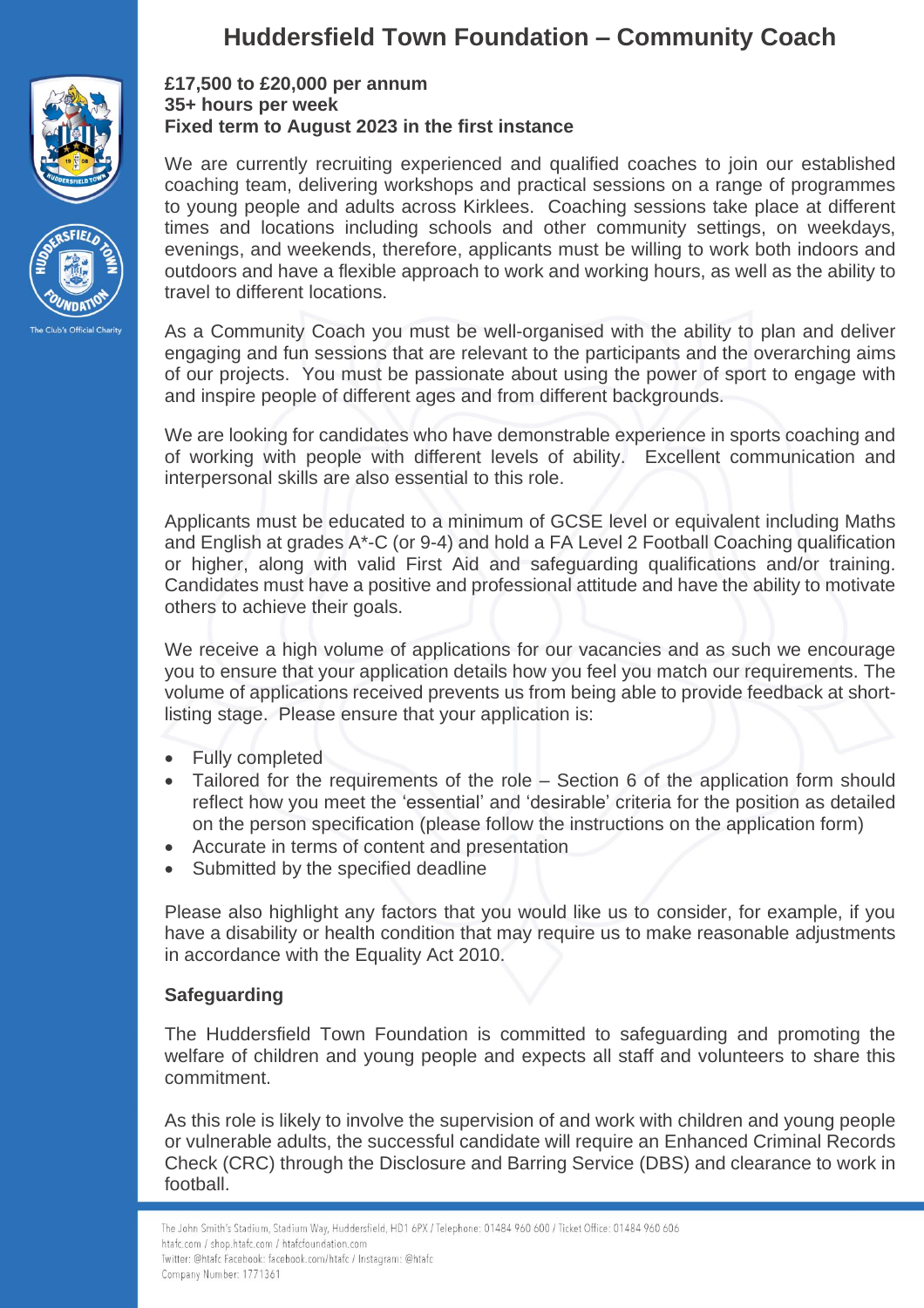# Huddersfield Town Foundation – Community Coach

**£17,500 to £20,000 per annum**
**35+ hours per week**
**Fixed term to August 2023 in the first instance**

We are currently recruiting experienced and qualified coaches to join our established coaching team, delivering workshops and practical sessions on a range of programmes to young people and adults across Kirklees. Coaching sessions take place at different times and locations including schools and other community settings, on weekdays, evenings, and weekends, therefore, applicants must be willing to work both indoors and outdoors and have a flexible approach to work and working hours, as well as the ability to travel to different locations.

As a Community Coach you must be well-organised with the ability to plan and deliver engaging and fun sessions that are relevant to the participants and the overarching aims of our projects. You must be passionate about using the power of sport to engage with and inspire people of different ages and from different backgrounds.

We are looking for candidates who have demonstrable experience in sports coaching and of working with people with different levels of ability. Excellent communication and interpersonal skills are also essential to this role.

Applicants must be educated to a minimum of GCSE level or equivalent including Maths and English at grades A*-C (or 9-4) and hold a FA Level 2 Football Coaching qualification or higher, along with valid First Aid and safeguarding qualifications and/or training. Candidates must have a positive and professional attitude and have the ability to motivate others to achieve their goals.

We receive a high volume of applications for our vacancies and as such we encourage you to ensure that your application details how you feel you match our requirements. The volume of applications received prevents us from being able to provide feedback at short-listing stage. Please ensure that your application is:

- Fully completed
- Tailored for the requirements of the role – Section 6 of the application form should reflect how you meet the 'essential' and 'desirable' criteria for the position as detailed on the person specification (please follow the instructions on the application form)
- Accurate in terms of content and presentation
- Submitted by the specified deadline

Please also highlight any factors that you would like us to consider, for example, if you have a disability or health condition that may require us to make reasonable adjustments in accordance with the Equality Act 2010.

## Safeguarding

The Huddersfield Town Foundation is committed to safeguarding and promoting the welfare of children and young people and expects all staff and volunteers to share this commitment.

As this role is likely to involve the supervision of and work with children and young people or vulnerable adults, the successful candidate will require an Enhanced Criminal Records Check (CRC) through the Disclosure and Barring Service (DBS) and clearance to work in football.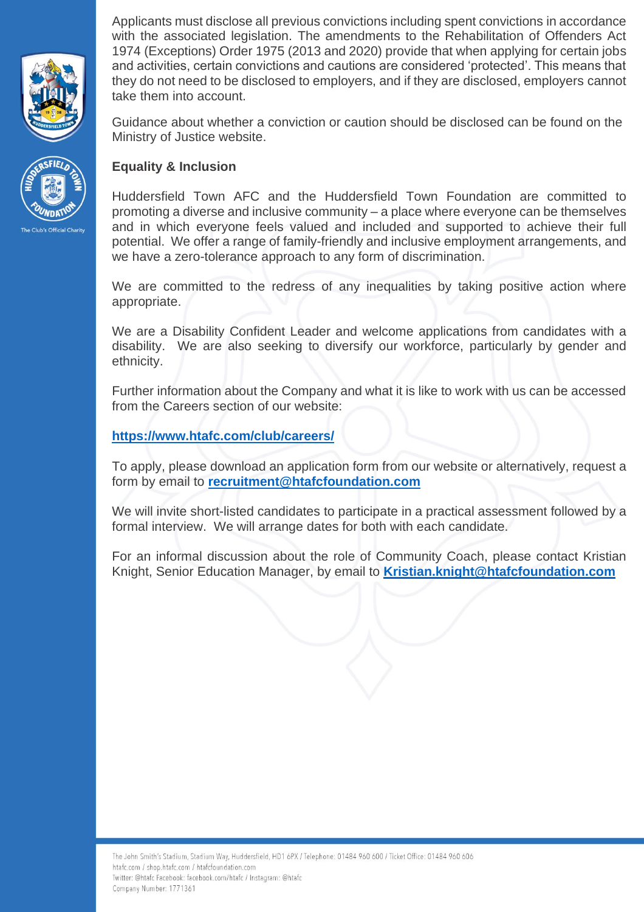Applicants must disclose all previous convictions including spent convictions in accordance with the associated legislation. The amendments to the Rehabilitation of Offenders Act 1974 (Exceptions) Order 1975 (2013 and 2020) provide that when applying for certain jobs and activities, certain convictions and cautions are considered 'protected'. This means that they do not need to be disclosed to employers, and if they are disclosed, employers cannot take them into account.

Guidance about whether a conviction or caution should be disclosed can be found on the Ministry of Justice website.

**Equality & Inclusion**

Huddersfield Town AFC and the Huddersfield Town Foundation are committed to promoting a diverse and inclusive community – a place where everyone can be themselves and in which everyone feels valued and included and supported to achieve their full potential. We offer a range of family-friendly and inclusive employment arrangements, and we have a zero-tolerance approach to any form of discrimination.

We are committed to the redress of any inequalities by taking positive action where appropriate.

We are a Disability Confident Leader and welcome applications from candidates with a disability. We are also seeking to diversify our workforce, particularly by gender and ethnicity.

Further information about the Company and what it is like to work with us can be accessed from the Careers section of our website:

**https://www.htafc.com/club/careers/**

To apply, please download an application form from our website or alternatively, request a form by email to **recruitment@htafcfoundation.com**

We will invite short-listed candidates to participate in a practical assessment followed by a formal interview. We will arrange dates for both with each candidate.

For an informal discussion about the role of Community Coach, please contact Kristian Knight, Senior Education Manager, by email to **Kristian.knight@htafcfoundation.com**